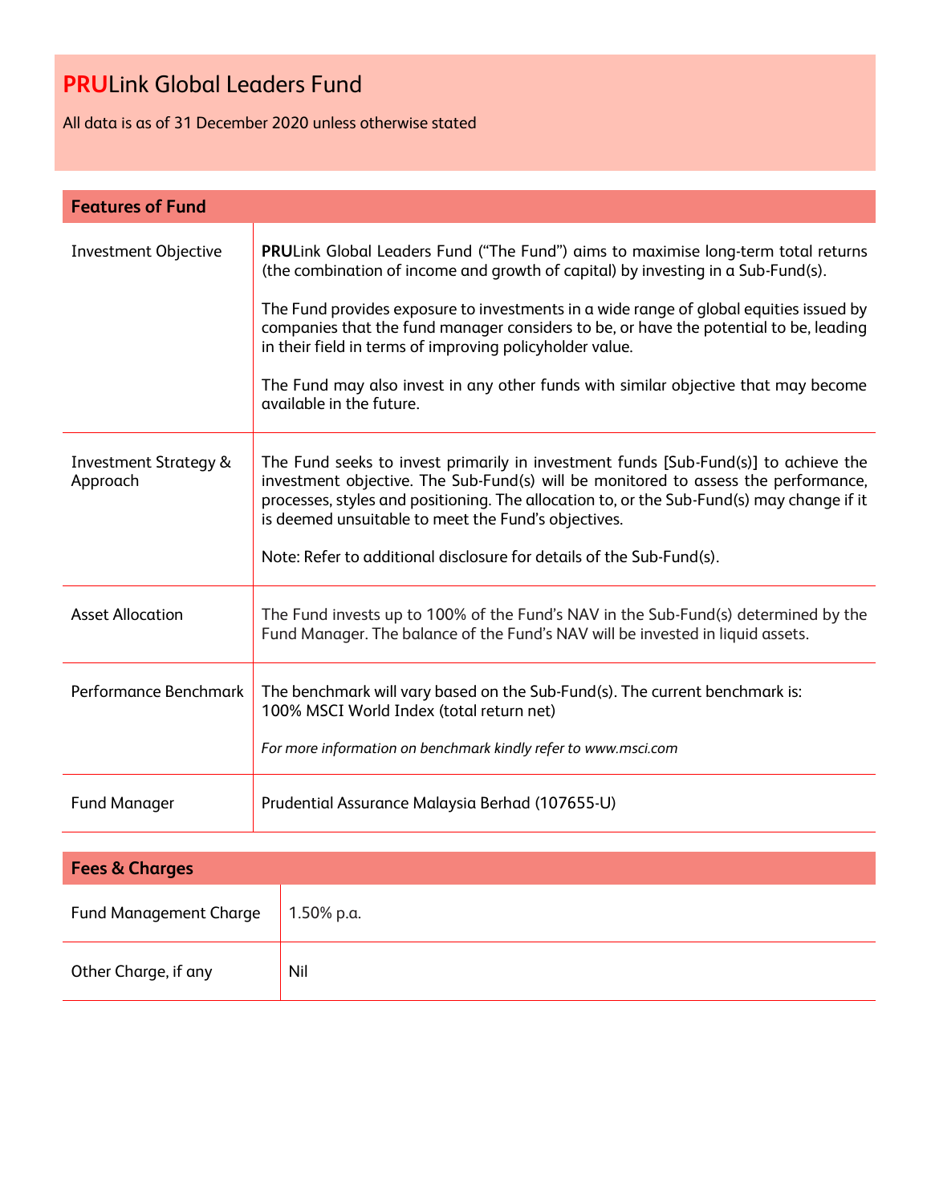# **PRU**Link Global Leaders Fund

All data is as of 31 December 2020 unless otherwise stated

## Features of Fund

| | |
|---|---|
| Investment Objective | **PRU**Link Global Leaders Fund ("The Fund") aims to maximise long-term total returns (the combination of income and growth of capital) by investing in a Sub-Fund(s).<br><br>The Fund provides exposure to investments in a wide range of global equities issued by companies that the fund manager considers to be, or have the potential to be, leading in their field in terms of improving policyholder value.<br><br>The Fund may also invest in any other funds with similar objective that may become available in the future. |
| Investment Strategy & Approach | The Fund seeks to invest primarily in investment funds [Sub-Fund(s)] to achieve the investment objective. The Sub-Fund(s) will be monitored to assess the performance, processes, styles and positioning. The allocation to, or the Sub-Fund(s) may change if it is deemed unsuitable to meet the Fund's objectives.<br><br>Note: Refer to additional disclosure for details of the Sub-Fund(s). |
| Asset Allocation | The Fund invests up to 100% of the Fund's NAV in the Sub-Fund(s) determined by the Fund Manager. The balance of the Fund's NAV will be invested in liquid assets. |
| Performance Benchmark | The benchmark will vary based on the Sub-Fund(s). The current benchmark is:<br>100% MSCI World Index (total return net)<br><br>*For more information on benchmark kindly refer to www.msci.com* |
| Fund Manager | Prudential Assurance Malaysia Berhad (107655-U) |

## Fees & Charges

| | |
|---|---|
| Fund Management Charge | 1.50% p.a. |
| Other Charge, if any | Nil |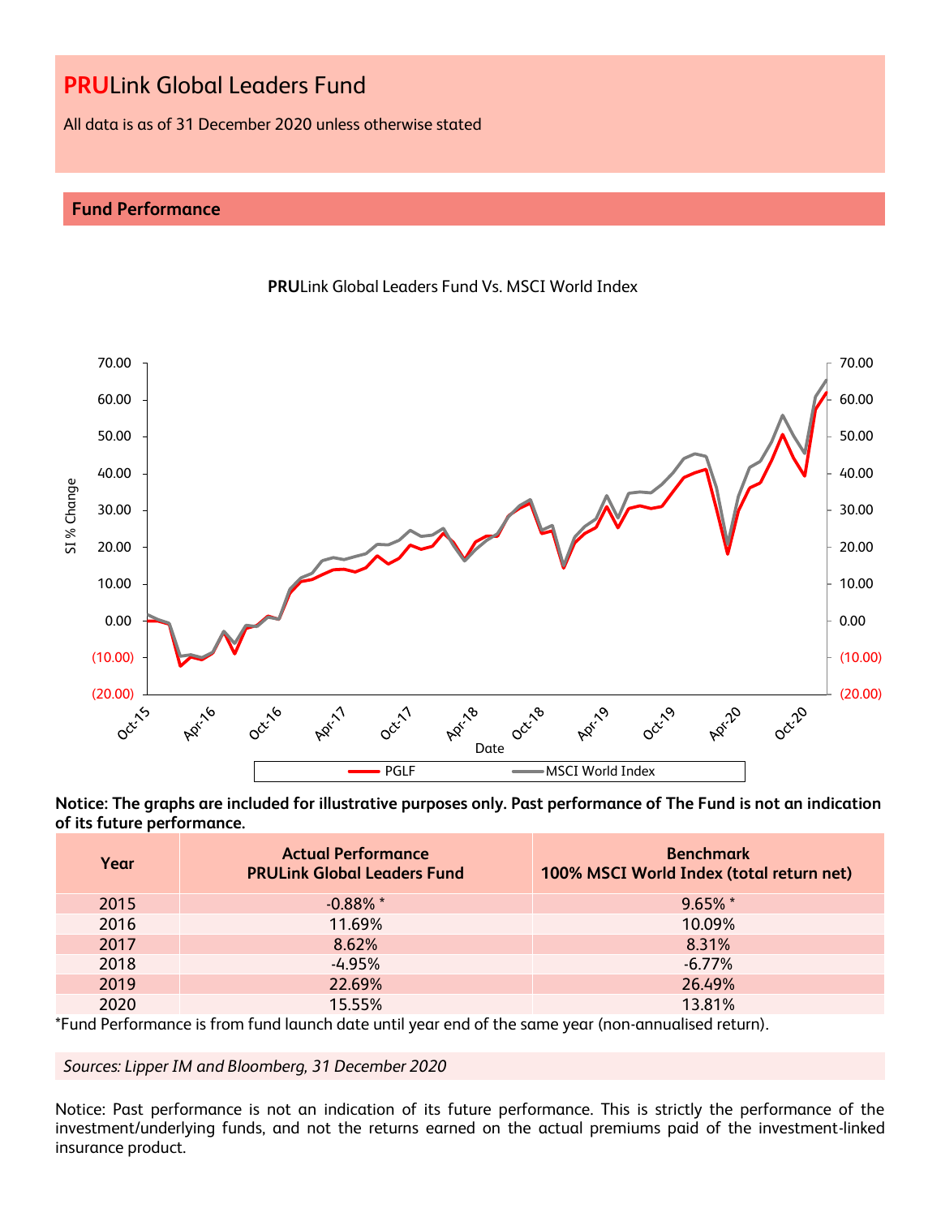# PRULink Global Leaders Fund

All data is as of 31 December 2020 unless otherwise stated

## Fund Performance

**PRU**Link Global Leaders Fund Vs. MSCI World Index

**Notice: The graphs are included for illustrative purposes only. Past performance of The Fund is not an indication of its future performance.**

| Year | Actual Performance<br>PRULink Global Leaders Fund | Benchmark<br>100% MSCI World Index (total return net) |
|---|---|---|
| 2015 | -0.88% * | 9.65% * |
| 2016 | 11.69% | 10.09% |
| 2017 | 8.62% | 8.31% |
| 2018 | -4.95% | -6.77% |
| 2019 | 22.69% | 26.49% |
| 2020 | 15.55% | 13.81% |

*Fund Performance is from fund launch date until year end of the same year (non-annualised return).

*Sources: Lipper IM and Bloomberg, 31 December 2020*

Notice: Past performance is not an indication of its future performance. This is strictly the performance of the investment/underlying funds, and not the returns earned on the actual premiums paid of the investment-linked insurance product.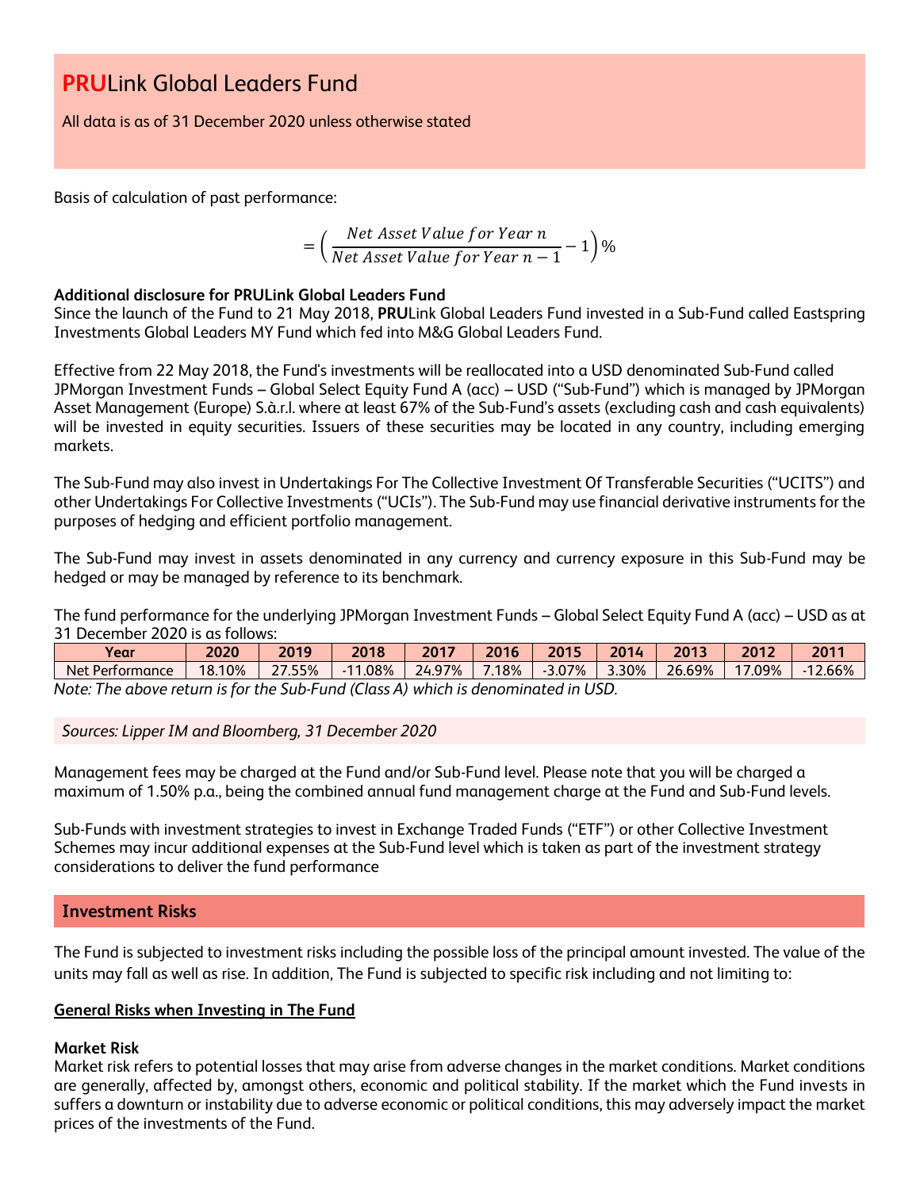# **PRU**Link Global Leaders Fund

All data is as of 31 December 2020 unless otherwise stated

Basis of calculation of past performance:

$$= \left( \frac{Net\ Asset\ Value\ for\ Year\ n}{Net\ Asset\ Value\ for\ Year\ n-1} - 1 \right)\%$$

**Additional disclosure for PRULink Global Leaders Fund**

Since the launch of the Fund to 21 May 2018, **PRU**Link Global Leaders Fund invested in a Sub-Fund called Eastspring Investments Global Leaders MY Fund which fed into M&G Global Leaders Fund.

Effective from 22 May 2018, the Fund's investments will be reallocated into a USD denominated Sub-Fund called JPMorgan Investment Funds – Global Select Equity Fund A (acc) – USD ("Sub-Fund") which is managed by JPMorgan Asset Management (Europe) S.à.r.l. where at least 67% of the Sub-Fund's assets (excluding cash and cash equivalents) will be invested in equity securities. Issuers of these securities may be located in any country, including emerging markets.

The Sub-Fund may also invest in Undertakings For The Collective Investment Of Transferable Securities ("UCITS") and other Undertakings For Collective Investments ("UCIs"). The Sub-Fund may use financial derivative instruments for the purposes of hedging and efficient portfolio management.

The Sub-Fund may invest in assets denominated in any currency and currency exposure in this Sub-Fund may be hedged or may be managed by reference to its benchmark.

The fund performance for the underlying JPMorgan Investment Funds – Global Select Equity Fund A (acc) – USD as at 31 December 2020 is as follows:

| Year | 2020 | 2019 | 2018 | 2017 | 2016 | 2015 | 2014 | 2013 | 2012 | 2011 |
|---|---|---|---|---|---|---|---|---|---|---|
| Net Performance | 18.10% | 27.55% | -11.08% | 24.97% | 7.18% | -3.07% | 3.30% | 26.69% | 17.09% | -12.66% |

*Note: The above return is for the Sub-Fund (Class A) which is denominated in USD.*

*Sources: Lipper IM and Bloomberg, 31 December 2020*

Management fees may be charged at the Fund and/or Sub-Fund level. Please note that you will be charged a maximum of 1.50% p.a., being the combined annual fund management charge at the Fund and Sub-Fund levels.

Sub-Funds with investment strategies to invest in Exchange Traded Funds ("ETF") or other Collective Investment Schemes may incur additional expenses at the Sub-Fund level which is taken as part of the investment strategy considerations to deliver the fund performance

## Investment Risks

The Fund is subjected to investment risks including the possible loss of the principal amount invested. The value of the units may fall as well as rise. In addition, The Fund is subjected to specific risk including and not limiting to:

**General Risks when Investing in The Fund**

**Market Risk**

Market risk refers to potential losses that may arise from adverse changes in the market conditions. Market conditions are generally, affected by, amongst others, economic and political stability. If the market which the Fund invests in suffers a downturn or instability due to adverse economic or political conditions, this may adversely impact the market prices of the investments of the Fund.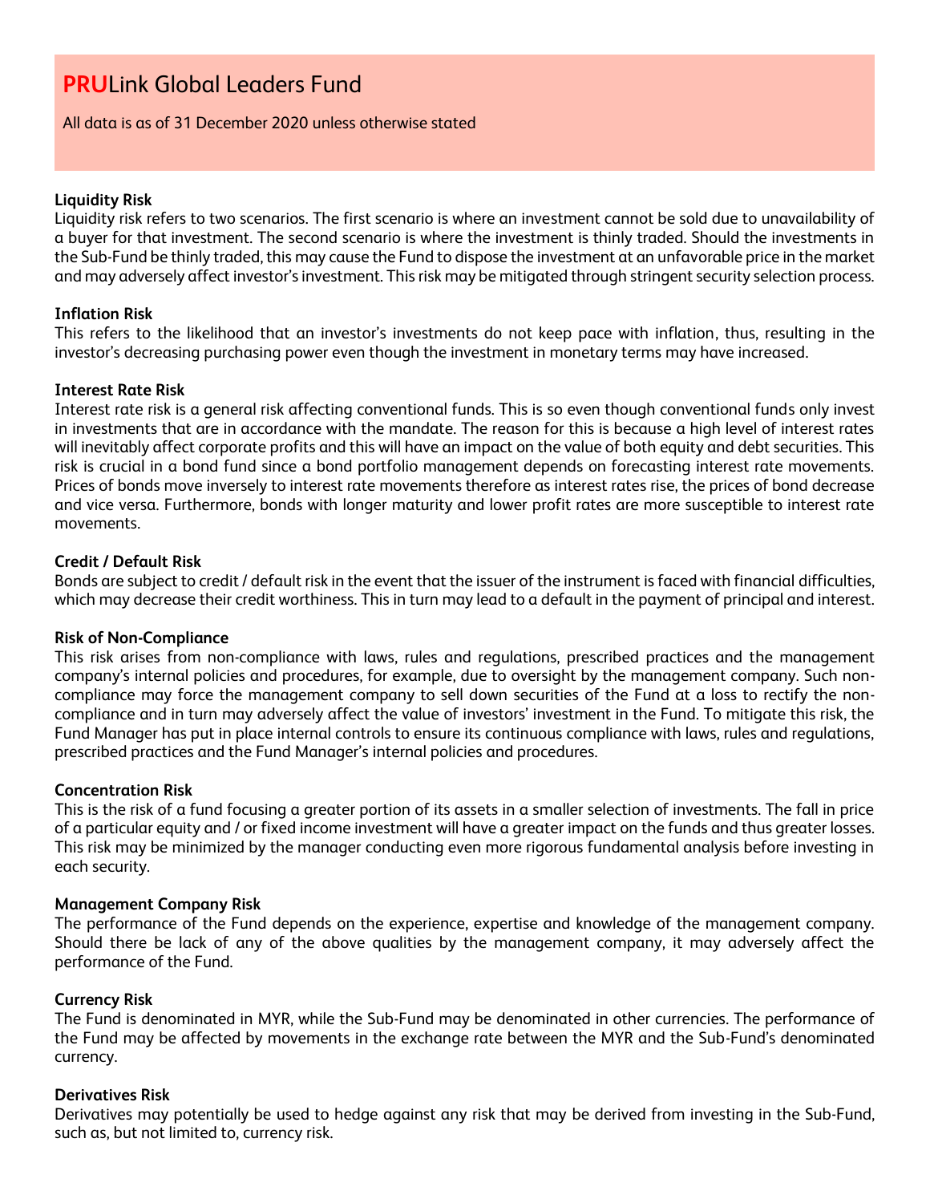# **PRU**Link Global Leaders Fund

All data is as of 31 December 2020 unless otherwise stated

**Liquidity Risk**
Liquidity risk refers to two scenarios. The first scenario is where an investment cannot be sold due to unavailability of a buyer for that investment. The second scenario is where the investment is thinly traded. Should the investments in the Sub-Fund be thinly traded, this may cause the Fund to dispose the investment at an unfavorable price in the market and may adversely affect investor's investment. This risk may be mitigated through stringent security selection process.

**Inflation Risk**
This refers to the likelihood that an investor's investments do not keep pace with inflation, thus, resulting in the investor's decreasing purchasing power even though the investment in monetary terms may have increased.

**Interest Rate Risk**
Interest rate risk is a general risk affecting conventional funds. This is so even though conventional funds only invest in investments that are in accordance with the mandate. The reason for this is because a high level of interest rates will inevitably affect corporate profits and this will have an impact on the value of both equity and debt securities. This risk is crucial in a bond fund since a bond portfolio management depends on forecasting interest rate movements. Prices of bonds move inversely to interest rate movements therefore as interest rates rise, the prices of bond decrease and vice versa. Furthermore, bonds with longer maturity and lower profit rates are more susceptible to interest rate movements.

**Credit / Default Risk**
Bonds are subject to credit / default risk in the event that the issuer of the instrument is faced with financial difficulties, which may decrease their credit worthiness. This in turn may lead to a default in the payment of principal and interest.

**Risk of Non-Compliance**
This risk arises from non-compliance with laws, rules and regulations, prescribed practices and the management company's internal policies and procedures, for example, due to oversight by the management company. Such non-compliance may force the management company to sell down securities of the Fund at a loss to rectify the non-compliance and in turn may adversely affect the value of investors' investment in the Fund. To mitigate this risk, the Fund Manager has put in place internal controls to ensure its continuous compliance with laws, rules and regulations, prescribed practices and the Fund Manager's internal policies and procedures.

**Concentration Risk**
This is the risk of a fund focusing a greater portion of its assets in a smaller selection of investments. The fall in price of a particular equity and / or fixed income investment will have a greater impact on the funds and thus greater losses. This risk may be minimized by the manager conducting even more rigorous fundamental analysis before investing in each security.

**Management Company Risk**
The performance of the Fund depends on the experience, expertise and knowledge of the management company. Should there be lack of any of the above qualities by the management company, it may adversely affect the performance of the Fund.

**Currency Risk**
The Fund is denominated in MYR, while the Sub-Fund may be denominated in other currencies. The performance of the Fund may be affected by movements in the exchange rate between the MYR and the Sub-Fund's denominated currency.

**Derivatives Risk**
Derivatives may potentially be used to hedge against any risk that may be derived from investing in the Sub-Fund, such as, but not limited to, currency risk.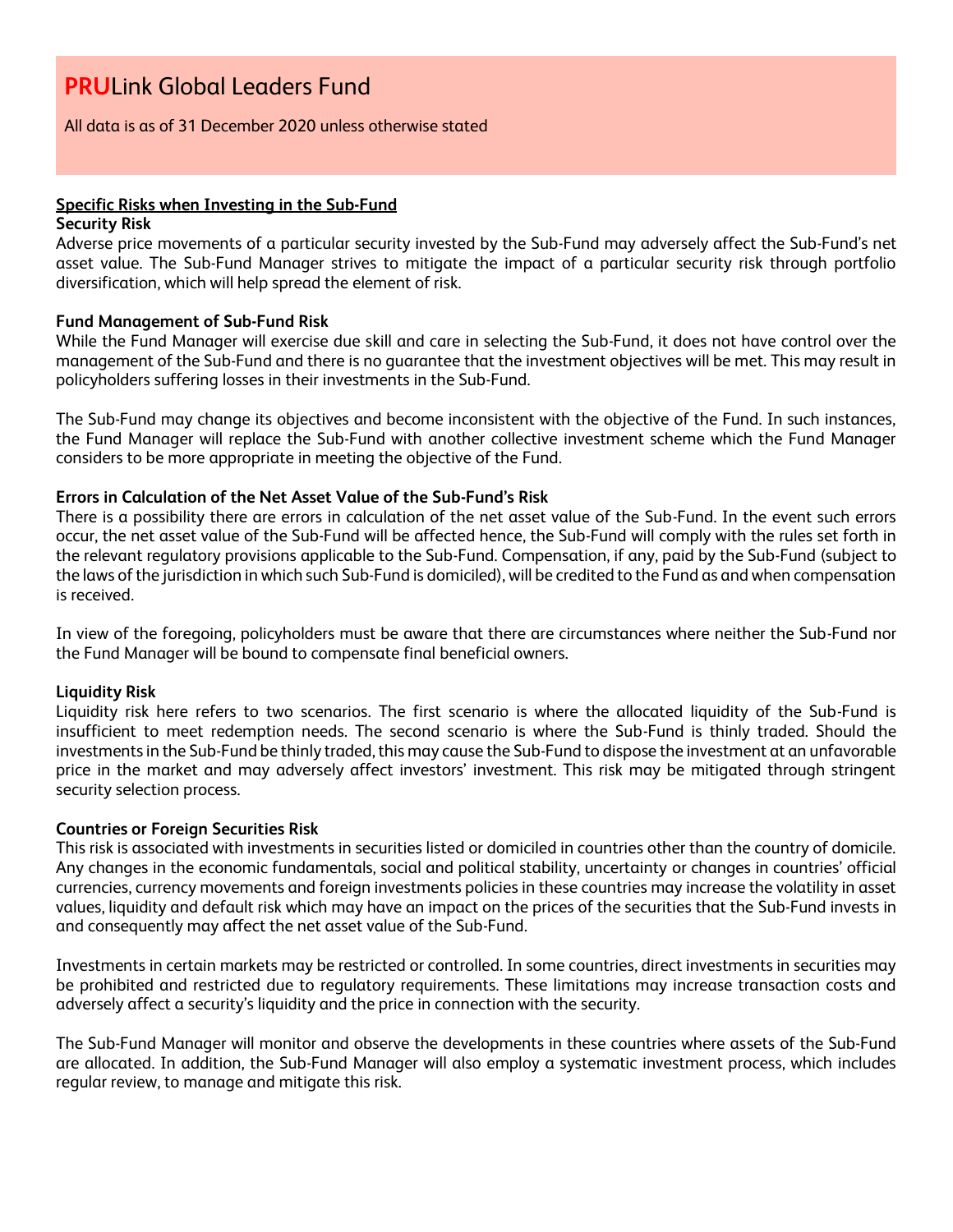# **PRU**Link Global Leaders Fund

All data is as of 31 December 2020 unless otherwise stated

## Specific Risks when Investing in the Sub-Fund

**Security Risk**

Adverse price movements of a particular security invested by the Sub-Fund may adversely affect the Sub-Fund's net asset value. The Sub-Fund Manager strives to mitigate the impact of a particular security risk through portfolio diversification, which will help spread the element of risk.

**Fund Management of Sub-Fund Risk**

While the Fund Manager will exercise due skill and care in selecting the Sub-Fund, it does not have control over the management of the Sub-Fund and there is no guarantee that the investment objectives will be met. This may result in policyholders suffering losses in their investments in the Sub-Fund.

The Sub-Fund may change its objectives and become inconsistent with the objective of the Fund. In such instances, the Fund Manager will replace the Sub-Fund with another collective investment scheme which the Fund Manager considers to be more appropriate in meeting the objective of the Fund.

**Errors in Calculation of the Net Asset Value of the Sub-Fund's Risk**

There is a possibility there are errors in calculation of the net asset value of the Sub-Fund. In the event such errors occur, the net asset value of the Sub-Fund will be affected hence, the Sub-Fund will comply with the rules set forth in the relevant regulatory provisions applicable to the Sub-Fund. Compensation, if any, paid by the Sub-Fund (subject to the laws of the jurisdiction in which such Sub-Fund is domiciled), will be credited to the Fund as and when compensation is received.

In view of the foregoing, policyholders must be aware that there are circumstances where neither the Sub-Fund nor the Fund Manager will be bound to compensate final beneficial owners.

**Liquidity Risk**

Liquidity risk here refers to two scenarios. The first scenario is where the allocated liquidity of the Sub-Fund is insufficient to meet redemption needs. The second scenario is where the Sub-Fund is thinly traded. Should the investments in the Sub-Fund be thinly traded, this may cause the Sub-Fund to dispose the investment at an unfavorable price in the market and may adversely affect investors' investment. This risk may be mitigated through stringent security selection process.

**Countries or Foreign Securities Risk**

This risk is associated with investments in securities listed or domiciled in countries other than the country of domicile. Any changes in the economic fundamentals, social and political stability, uncertainty or changes in countries' official currencies, currency movements and foreign investments policies in these countries may increase the volatility in asset values, liquidity and default risk which may have an impact on the prices of the securities that the Sub-Fund invests in and consequently may affect the net asset value of the Sub-Fund.

Investments in certain markets may be restricted or controlled. In some countries, direct investments in securities may be prohibited and restricted due to regulatory requirements. These limitations may increase transaction costs and adversely affect a security's liquidity and the price in connection with the security.

The Sub-Fund Manager will monitor and observe the developments in these countries where assets of the Sub-Fund are allocated. In addition, the Sub-Fund Manager will also employ a systematic investment process, which includes regular review, to manage and mitigate this risk.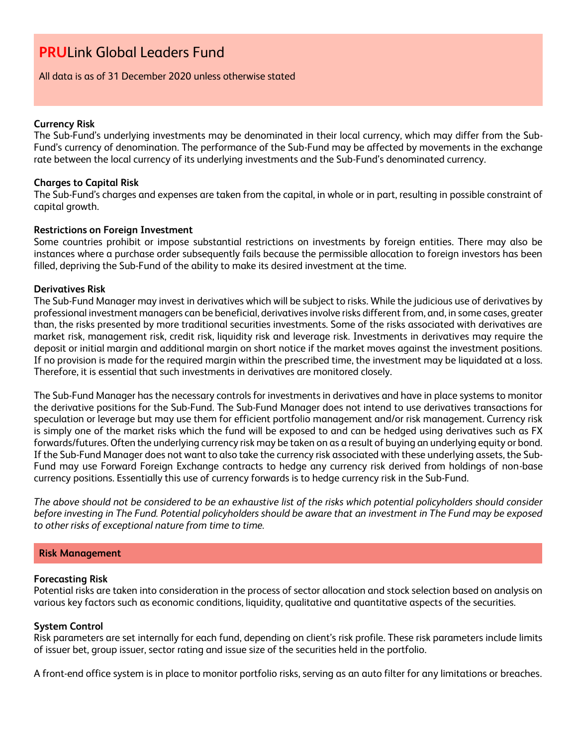# **PRU**Link Global Leaders Fund

All data is as of 31 December 2020 unless otherwise stated

**Currency Risk**
The Sub-Fund's underlying investments may be denominated in their local currency, which may differ from the Sub-Fund's currency of denomination. The performance of the Sub-Fund may be affected by movements in the exchange rate between the local currency of its underlying investments and the Sub-Fund's denominated currency.

**Charges to Capital Risk**
The Sub-Fund's charges and expenses are taken from the capital, in whole or in part, resulting in possible constraint of capital growth.

**Restrictions on Foreign Investment**
Some countries prohibit or impose substantial restrictions on investments by foreign entities. There may also be instances where a purchase order subsequently fails because the permissible allocation to foreign investors has been filled, depriving the Sub-Fund of the ability to make its desired investment at the time.

**Derivatives Risk**
The Sub-Fund Manager may invest in derivatives which will be subject to risks. While the judicious use of derivatives by professional investment managers can be beneficial, derivatives involve risks different from, and, in some cases, greater than, the risks presented by more traditional securities investments. Some of the risks associated with derivatives are market risk, management risk, credit risk, liquidity risk and leverage risk. Investments in derivatives may require the deposit or initial margin and additional margin on short notice if the market moves against the investment positions. If no provision is made for the required margin within the prescribed time, the investment may be liquidated at a loss. Therefore, it is essential that such investments in derivatives are monitored closely.

The Sub-Fund Manager has the necessary controls for investments in derivatives and have in place systems to monitor the derivative positions for the Sub-Fund. The Sub-Fund Manager does not intend to use derivatives transactions for speculation or leverage but may use them for efficient portfolio management and/or risk management. Currency risk is simply one of the market risks which the fund will be exposed to and can be hedged using derivatives such as FX forwards/futures. Often the underlying currency risk may be taken on as a result of buying an underlying equity or bond. If the Sub-Fund Manager does not want to also take the currency risk associated with these underlying assets, the Sub-Fund may use Forward Foreign Exchange contracts to hedge any currency risk derived from holdings of non-base currency positions. Essentially this use of currency forwards is to hedge currency risk in the Sub-Fund.

*The above should not be considered to be an exhaustive list of the risks which potential policyholders should consider before investing in The Fund. Potential policyholders should be aware that an investment in The Fund may be exposed to other risks of exceptional nature from time to time.*

## Risk Management

**Forecasting Risk**
Potential risks are taken into consideration in the process of sector allocation and stock selection based on analysis on various key factors such as economic conditions, liquidity, qualitative and quantitative aspects of the securities.

**System Control**
Risk parameters are set internally for each fund, depending on client's risk profile. These risk parameters include limits of issuer bet, group issuer, sector rating and issue size of the securities held in the portfolio.

A front-end office system is in place to monitor portfolio risks, serving as an auto filter for any limitations or breaches.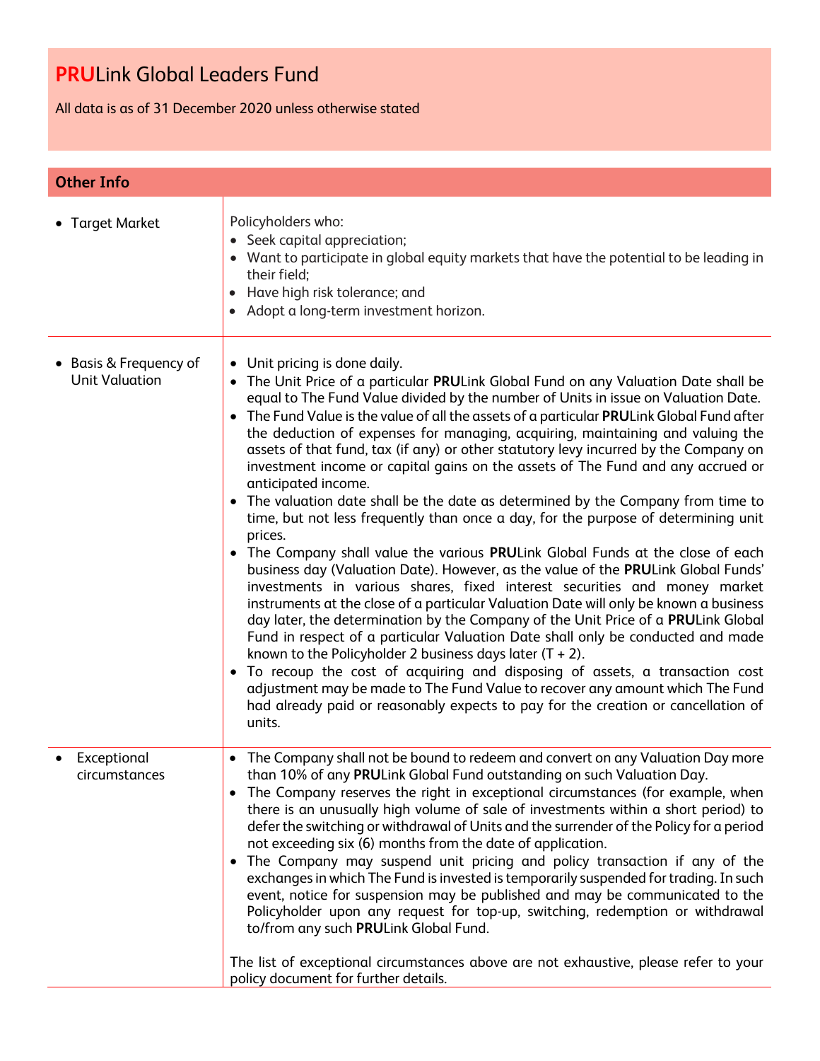# **PRU**Link Global Leaders Fund

All data is as of 31 December 2020 unless otherwise stated

## Other Info

| | |
|---|---|
| • Target Market | Policyholders who:<br>• Seek capital appreciation;<br>• Want to participate in global equity markets that have the potential to be leading in their field;<br>• Have high risk tolerance; and<br>• Adopt a long-term investment horizon. |
| • Basis & Frequency of Unit Valuation | • Unit pricing is done daily.<br>• The Unit Price of a particular **PRU**Link Global Fund on any Valuation Date shall be equal to The Fund Value divided by the number of Units in issue on Valuation Date.<br>• The Fund Value is the value of all the assets of a particular **PRU**Link Global Fund after the deduction of expenses for managing, acquiring, maintaining and valuing the assets of that fund, tax (if any) or other statutory levy incurred by the Company on investment income or capital gains on the assets of The Fund and any accrued or anticipated income.<br>• The valuation date shall be the date as determined by the Company from time to time, but not less frequently than once a day, for the purpose of determining unit prices.<br>• The Company shall value the various **PRU**Link Global Funds at the close of each business day (Valuation Date). However, as the value of the **PRU**Link Global Funds' investments in various shares, fixed interest securities and money market instruments at the close of a particular Valuation Date will only be known a business day later, the determination by the Company of the Unit Price of a **PRU**Link Global Fund in respect of a particular Valuation Date shall only be conducted and made known to the Policyholder 2 business days later (T + 2).<br>• To recoup the cost of acquiring and disposing of assets, a transaction cost adjustment may be made to The Fund Value to recover any amount which The Fund had already paid or reasonably expects to pay for the creation or cancellation of units. |
| • Exceptional circumstances | • The Company shall not be bound to redeem and convert on any Valuation Day more than 10% of any **PRU**Link Global Fund outstanding on such Valuation Day.<br>• The Company reserves the right in exceptional circumstances (for example, when there is an unusually high volume of sale of investments within a short period) to defer the switching or withdrawal of Units and the surrender of the Policy for a period not exceeding six (6) months from the date of application.<br>• The Company may suspend unit pricing and policy transaction if any of the exchanges in which The Fund is invested is temporarily suspended for trading. In such event, notice for suspension may be published and may be communicated to the Policyholder upon any request for top-up, switching, redemption or withdrawal to/from any such **PRU**Link Global Fund.<br><br>The list of exceptional circumstances above are not exhaustive, please refer to your policy document for further details. |